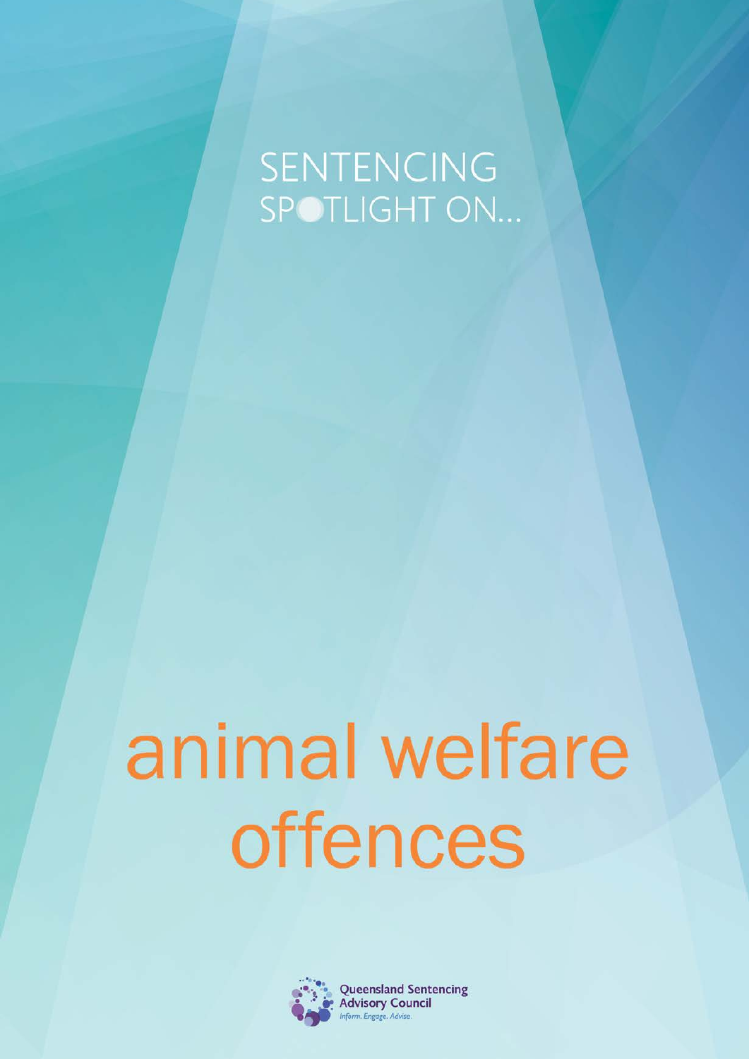SENTENCING SPOTLIGHT ON...

# animal welfare offences

Queensland Sentencing Advisory Council

*Inform. Engage. Advise.*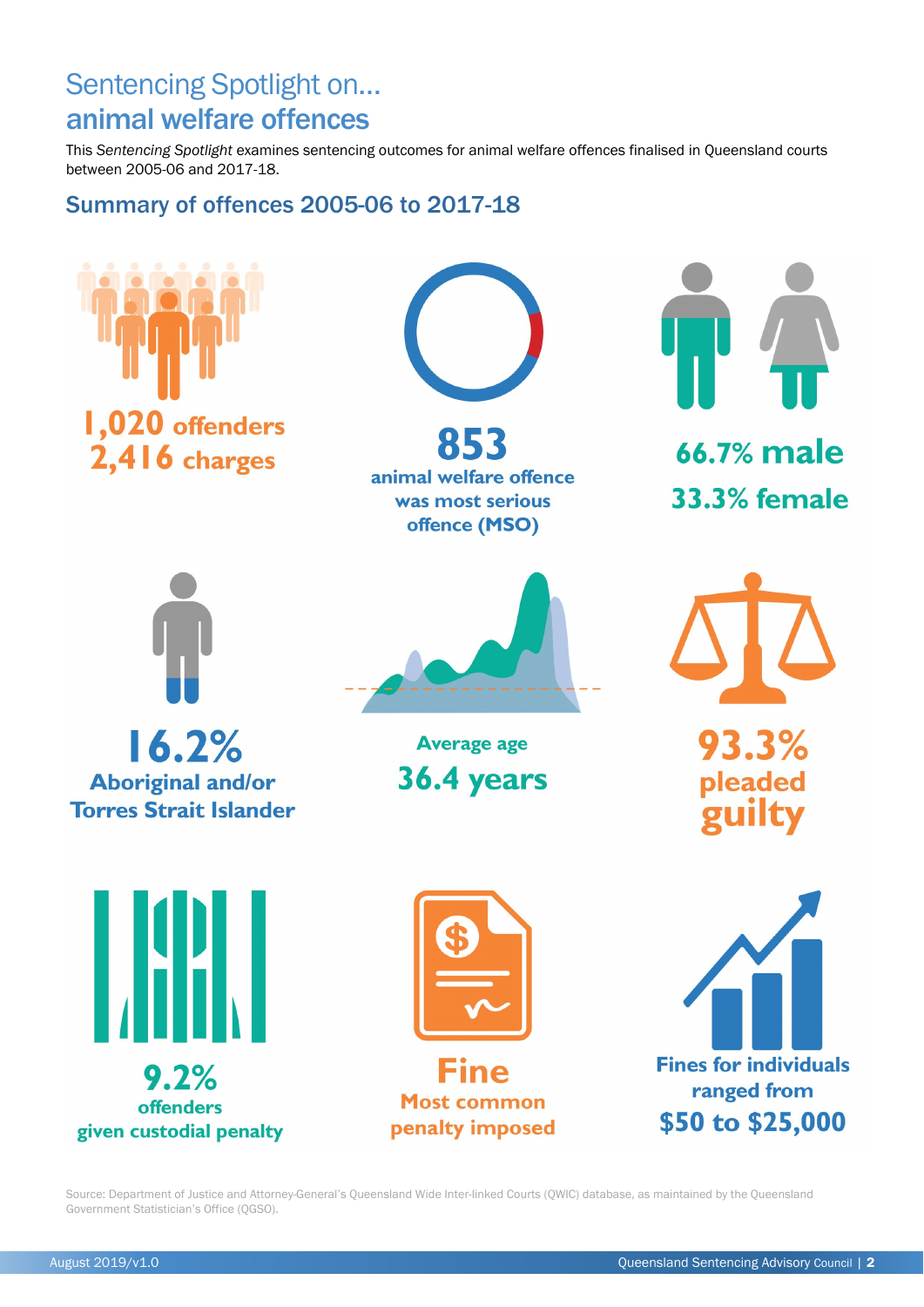# Sentencing Spotlight on...
# animal welfare offences

This *Sentencing Spotlight* examines sentencing outcomes for animal welfare offences finalised in Queensland courts between 2005-06 and 2017-18.

## Summary of offences 2005-06 to 2017-18

**1,020 offenders**
**2,416 charges**

**853**
animal welfare offence was most serious offence (MSO)

**66.7% male**
**33.3% female**

**16.2%**
Aboriginal and/or Torres Strait Islander

Average age
**36.4 years**

**93.3%**
pleaded guilty

**9.2%**
offenders given custodial penalty

**Fine**
Most common penalty imposed

Fines for individuals ranged from
**$50 to $25,000**

Source: Department of Justice and Attorney-General's Queensland Wide Inter-linked Courts (QWIC) database, as maintained by the Queensland Government Statistician's Office (QGSO).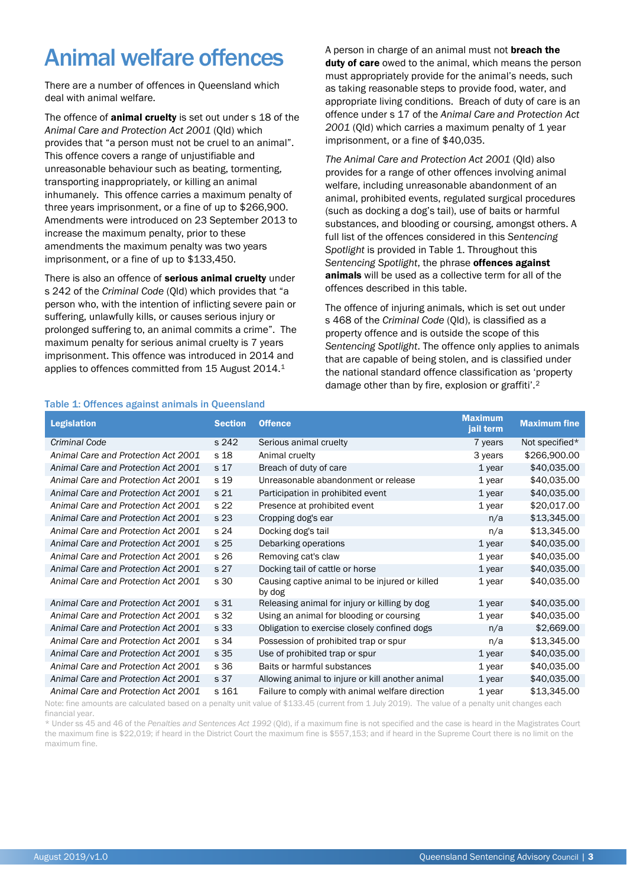# Animal welfare offences

There are a number of offences in Queensland which deal with animal welfare.

The offence of **animal cruelty** is set out under s 18 of the *Animal Care and Protection Act 2001* (Qld) which provides that "a person must not be cruel to an animal". This offence covers a range of unjustifiable and unreasonable behaviour such as beating, tormenting, transporting inappropriately, or killing an animal inhumanely. This offence carries a maximum penalty of three years imprisonment, or a fine of up to $266,900. Amendments were introduced on 23 September 2013 to increase the maximum penalty, prior to these amendments the maximum penalty was two years imprisonment, or a fine of up to $133,450.

There is also an offence of **serious animal cruelty** under s 242 of the *Criminal Code* (Qld) which provides that "a person who, with the intention of inflicting severe pain or suffering, unlawfully kills, or causes serious injury or prolonged suffering to, an animal commits a crime". The maximum penalty for serious animal cruelty is 7 years imprisonment. This offence was introduced in 2014 and applies to offences committed from 15 August 2014.[1]

A person in charge of an animal must not **breach the duty of care** owed to the animal, which means the person must appropriately provide for the animal's needs, such as taking reasonable steps to provide food, water, and appropriate living conditions. Breach of duty of care is an offence under s 17 of the *Animal Care and Protection Act 2001* (Qld) which carries a maximum penalty of 1 year imprisonment, or a fine of $40,035.

*The Animal Care and Protection Act 2001* (Qld) also provides for a range of other offences involving animal welfare, including unreasonable abandonment of an animal, prohibited events, regulated surgical procedures (such as docking a dog's tail), use of baits or harmful substances, and blooding or coursing, amongst others. A full list of the offences considered in this *Sentencing Spotlight* is provided in Table 1. Throughout this *Sentencing Spotlight*, the phrase **offences against animals** will be used as a collective term for all of the offences described in this table.

The offence of injuring animals, which is set out under s 468 of the *Criminal Code* (Qld), is classified as a property offence and is outside the scope of this *Sentencing Spotlight*. The offence only applies to animals that are capable of being stolen, and is classified under the national standard offence classification as 'property damage other than by fire, explosion or graffiti'.[2]

**Table 1: Offences against animals in Queensland**

| Legislation | Section | Offence | Maximum jail term | Maximum fine |
|---|---|---|---|---|
| *Criminal Code* | s 242 | Serious animal cruelty | 7 years | Not specified* |
| *Animal Care and Protection Act 2001* | s 18 | Animal cruelty | 3 years | $266,900.00 |
| *Animal Care and Protection Act 2001* | s 17 | Breach of duty of care | 1 year | $40,035.00 |
| *Animal Care and Protection Act 2001* | s 19 | Unreasonable abandonment or release | 1 year | $40,035.00 |
| *Animal Care and Protection Act 2001* | s 21 | Participation in prohibited event | 1 year | $40,035.00 |
| *Animal Care and Protection Act 2001* | s 22 | Presence at prohibited event | 1 year | $20,017.00 |
| *Animal Care and Protection Act 2001* | s 23 | Cropping dog's ear | n/a | $13,345.00 |
| *Animal Care and Protection Act 2001* | s 24 | Docking dog's tail | n/a | $13,345.00 |
| *Animal Care and Protection Act 2001* | s 25 | Debarking operations | 1 year | $40,035.00 |
| *Animal Care and Protection Act 2001* | s 26 | Removing cat's claw | 1 year | $40,035.00 |
| *Animal Care and Protection Act 2001* | s 27 | Docking tail of cattle or horse | 1 year | $40,035.00 |
| *Animal Care and Protection Act 2001* | s 30 | Causing captive animal to be injured or killed by dog | 1 year | $40,035.00 |
| *Animal Care and Protection Act 2001* | s 31 | Releasing animal for injury or killing by dog | 1 year | $40,035.00 |
| *Animal Care and Protection Act 2001* | s 32 | Using an animal for blooding or coursing | 1 year | $40,035.00 |
| *Animal Care and Protection Act 2001* | s 33 | Obligation to exercise closely confined dogs | n/a | $2,669.00 |
| *Animal Care and Protection Act 2001* | s 34 | Possession of prohibited trap or spur | n/a | $13,345.00 |
| *Animal Care and Protection Act 2001* | s 35 | Use of prohibited trap or spur | 1 year | $40,035.00 |
| *Animal Care and Protection Act 2001* | s 36 | Baits or harmful substances | 1 year | $40,035.00 |
| *Animal Care and Protection Act 2001* | s 37 | Allowing animal to injure or kill another animal | 1 year | $40,035.00 |
| *Animal Care and Protection Act 2001* | s 161 | Failure to comply with animal welfare direction | 1 year | $13,345.00 |

Note: fine amounts are calculated based on a penalty unit value of $133.45 (current from 1 July 2019). The value of a penalty unit changes each financial year.

* Under ss 45 and 46 of the *Penalties and Sentences Act 1992* (Qld), if a maximum fine is not specified and the case is heard in the Magistrates Court the maximum fine is $22,019; if heard in the District Court the maximum fine is $557,153; and if heard in the Supreme Court there is no limit on the maximum fine.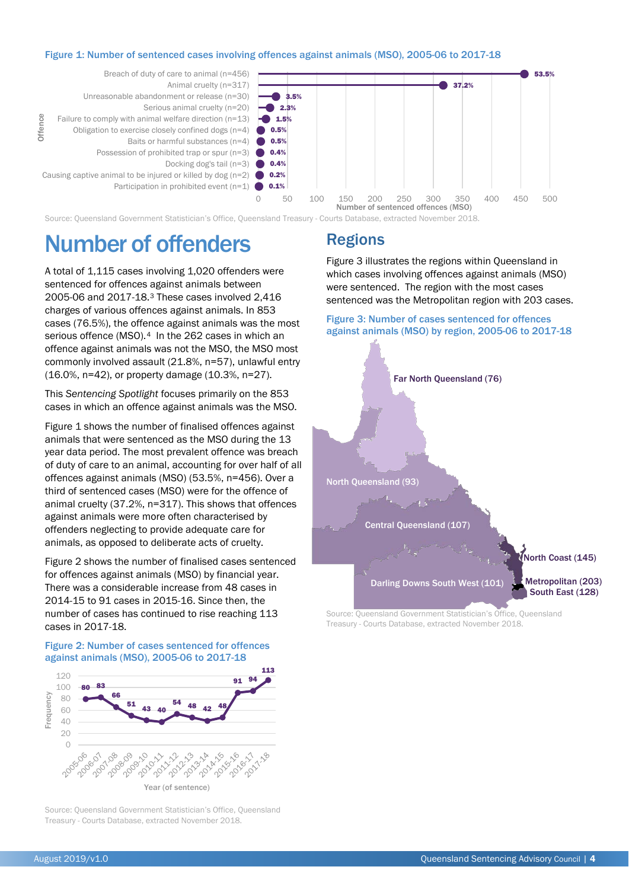Figure 1: Number of sentenced cases involving offences against animals (MSO), 2005-06 to 2017-18

| Offence | Percentage |
|---|---|
| Breach of duty of care to animal (n=456) | 53.5% |
| Animal cruelty (n=317) | 37.2% |
| Unreasonable abandonment or release (n=30) | 3.5% |
| Serious animal cruelty (n=20) | 2.3% |
| Failure to comply with animal welfare direction (n=13) | 1.5% |
| Obligation to exercise closely confined dogs (n=4) | 0.5% |
| Baits or harmful substances (n=4) | 0.5% |
| Possession of prohibited trap or spur (n=3) | 0.4% |
| Docking dog's tail (n=3) | 0.4% |
| Causing captive animal to be injured or killed by dog (n=2) | 0.2% |
| Participation in prohibited event (n=1) | 0.1% |

Source: Queensland Government Statistician's Office, Queensland Treasury - Courts Database, extracted November 2018.

# Number of offenders

A total of 1,115 cases involving 1,020 offenders were sentenced for offences against animals between 2005-06 and 2017-18.[3] These cases involved 2,416 charges of various offences against animals. In 853 cases (76.5%), the offence against animals was the most serious offence (MSO).[4] In the 262 cases in which an offence against animals was not the MSO, the MSO most commonly involved assault (21.8%, n=57), unlawful entry (16.0%, n=42), or property damage (10.3%, n=27).

This *Sentencing Spotlight* focuses primarily on the 853 cases in which an offence against animals was the MSO.

Figure 1 shows the number of finalised offences against animals that were sentenced as the MSO during the 13 year data period. The most prevalent offence was breach of duty of care to an animal, accounting for over half of all offences against animals (MSO) (53.5%, n=456). Over a third of sentenced cases (MSO) were for the offence of animal cruelty (37.2%, n=317). This shows that offences against animals were more often characterised by offenders neglecting to provide adequate care for animals, as opposed to deliberate acts of cruelty.

Figure 2 shows the number of finalised cases sentenced for offences against animals (MSO) by financial year. There was a considerable increase from 48 cases in 2014-15 to 91 cases in 2015-16. Since then, the number of cases has continued to rise reaching 113 cases in 2017-18.

Figure 2: Number of cases sentenced for offences against animals (MSO), 2005-06 to 2017-18

| Year (of sentence) | Frequency |
|---|---|
| 2005-06 | 80 |
| 2006-07 | 83 |
| 2007-08 | 66 |
| 2008-09 | 51 |
| 2009-10 | 43 |
| 2010-11 | 40 |
| 2011-12 | 54 |
| 2012-13 | 48 |
| 2013-14 | 42 |
| 2014-15 | 48 |
| 2015-16 | 91 |
| 2016-17 | 94 |
| 2017-18 | 113 |

Source: Queensland Government Statistician's Office, Queensland Treasury - Courts Database, extracted November 2018.

## Regions

Figure 3 illustrates the regions within Queensland in which cases involving offences against animals (MSO) were sentenced. The region with the most cases sentenced was the Metropolitan region with 203 cases.

Figure 3: Number of cases sentenced for offences against animals (MSO) by region, 2005-06 to 2017-18

| Region | Cases |
|---|---|
| Far North Queensland | 76 |
| North Queensland | 93 |
| Central Queensland | 107 |
| North Coast | 145 |
| Darling Downs South West | 101 |
| Metropolitan | 203 |
| South East | 128 |

Source: Queensland Government Statistician's Office, Queensland Treasury - Courts Database, extracted November 2018.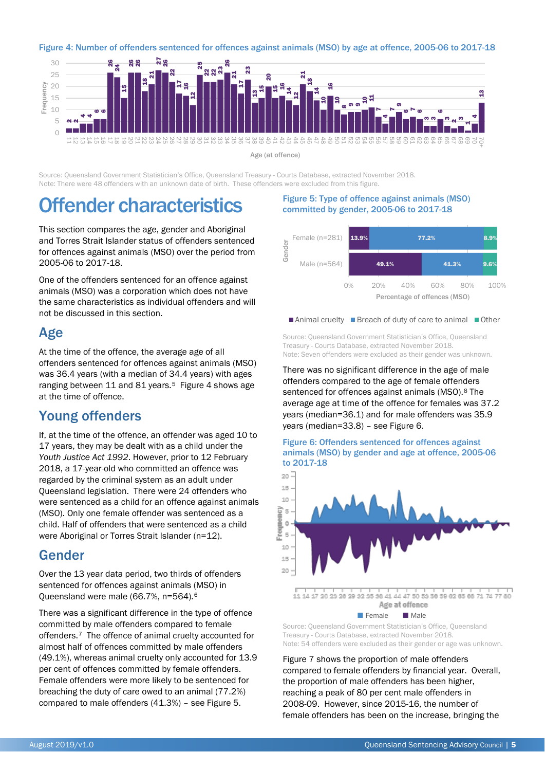**Figure 4: Number of offenders sentenced for offences against animals (MSO) by age at offence, 2005-06 to 2017-18**

Source: Queensland Government Statistician's Office, Queensland Treasury - Courts Database, extracted November 2018.
Note: There were 48 offenders with an unknown date of birth. These offenders were excluded from this figure.

# Offender characteristics

This section compares the age, gender and Aboriginal and Torres Strait Islander status of offenders sentenced for offences against animals (MSO) over the period from 2005-06 to 2017-18.

One of the offenders sentenced for an offence against animals (MSO) was a corporation which does not have the same characteristics as individual offenders and will not be discussed in this section.

## Age

At the time of the offence, the average age of all offenders sentenced for offences against animals (MSO) was 36.4 years (with a median of 34.4 years) with ages ranging between 11 and 81 years.[5] Figure 4 shows age at the time of offence.

## Young offenders

If, at the time of the offence, an offender was aged 10 to 17 years, they may be dealt with as a child under the *Youth Justice Act 1992*. However, prior to 12 February 2018, a 17-year-old who committed an offence was regarded by the criminal system as an adult under Queensland legislation. There were 24 offenders who were sentenced as a child for an offence against animals (MSO). Only one female offender was sentenced as a child. Half of offenders that were sentenced as a child were Aboriginal or Torres Strait Islander (n=12).

## Gender

Over the 13 year data period, two thirds of offenders sentenced for offences against animals (MSO) in Queensland were male (66.7%, n=564).[6]

There was a significant difference in the type of offence committed by male offenders compared to female offenders.[7] The offence of animal cruelty accounted for almost half of offences committed by male offenders (49.1%), whereas animal cruelty only accounted for 13.9 per cent of offences committed by female offenders. Female offenders were more likely to be sentenced for breaching the duty of care owed to an animal (77.2%) compared to male offenders (41.3%) – see Figure 5.

**Figure 5: Type of offence against animals (MSO) committed by gender, 2005-06 to 2017-18**

| Gender | Animal cruelty | Breach of duty of care to animal | Other |
|---|---|---|---|
| Female (n=281) | 13.9% | 77.2% | 8.9% |
| Male (n=564) | 49.1% | 41.3% | 9.6% |

Source: Queensland Government Statistician's Office, Queensland Treasury - Courts Database, extracted November 2018.
Note: Seven offenders were excluded as their gender was unknown.

There was no significant difference in the age of male offenders compared to the age of female offenders sentenced for offences against animals (MSO).[8] The average age at time of the offence for females was 37.2 years (median=36.1) and for male offenders was 35.9 years (median=33.8) – see Figure 6.

**Figure 6: Offenders sentenced for offences against animals (MSO) by gender and age at offence, 2005-06 to 2017-18**

Source: Queensland Government Statistician's Office, Queensland Treasury - Courts Database, extracted November 2018.
Note: 54 offenders were excluded as their gender or age was unknown.

Figure 7 shows the proportion of male offenders compared to female offenders by financial year. Overall, the proportion of male offenders has been higher, reaching a peak of 80 per cent male offenders in 2008-09. However, since 2015-16, the number of female offenders has been on the increase, bringing the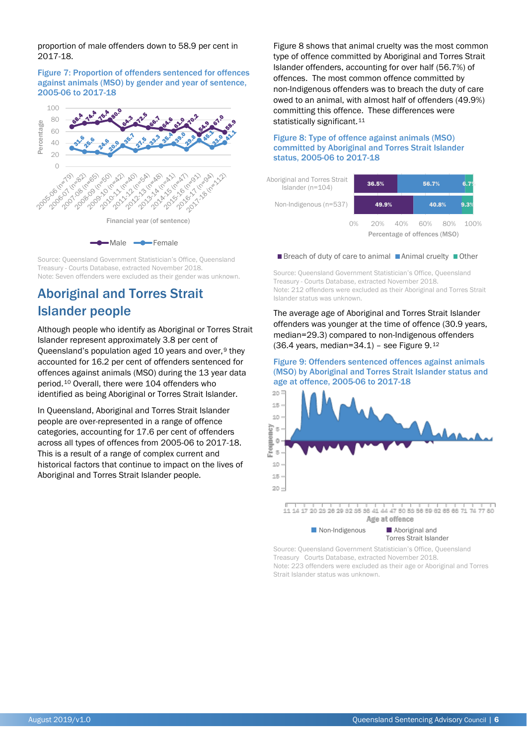proportion of male offenders down to 58.9 per cent in 2017-18.

**Figure 7: Proportion of offenders sentenced for offences against animals (MSO) by gender and year of sentence, 2005-06 to 2017-18**

| Financial year (of sentence) | Male | Female |
|---|---|---|
| 2005-06 (n=79) | 68.4 | 31.6 |
| 2006-07 (n=82) | 74.4 | 25.6 |
| 2007-08 (n=65) | 75.4 | 24.6 |
| 2008-09 (n=50) | 80.0 | 20.0 |
| 2009-10 (n=42) | 64.3 | 35.7 |
| 2010-11 (n=40) | 72.5 | 27.5 |
| 2011-12 (n=54) | 66.7 | 33.3 |
| 2012-13 (n=48) | 64.6 | 35.4 |
| 2013-14 (n=41) | 61.0 | 39.0 |
| 2014-15 (n=47) | 70.2 | 29.8 |
| 2015-16 (n=91) | 54.9 | 45.1 |
| 2016-17 (n=94) | 67.0 | 33.0 |
| 2017-18 (n=112) | 58.9 | 41.1 |

Source: Queensland Government Statistician's Office, Queensland Treasury - Courts Database, extracted November 2018.
Note: Seven offenders were excluded as their gender was unknown.

## Aboriginal and Torres Strait Islander people

Although people who identify as Aboriginal or Torres Strait Islander represent approximately 3.8 per cent of Queensland's population aged 10 years and over,[9] they accounted for 16.2 per cent of offenders sentenced for offences against animals (MSO) during the 13 year data period.[10] Overall, there were 104 offenders who identified as being Aboriginal or Torres Strait Islander.

In Queensland, Aboriginal and Torres Strait Islander people are over-represented in a range of offence categories, accounting for 17.6 per cent of offenders across all types of offences from 2005-06 to 2017-18. This is a result of a range of complex current and historical factors that continue to impact on the lives of Aboriginal and Torres Strait Islander people.

Figure 8 shows that animal cruelty was the most common type of offence committed by Aboriginal and Torres Strait Islander offenders, accounting for over half (56.7%) of offences. The most common offence committed by non-Indigenous offenders was to breach the duty of care owed to an animal, with almost half of offenders (49.9%) committing this offence. These differences were statistically significant.[11]

**Figure 8: Type of offence against animals (MSO) committed by Aboriginal and Torres Strait Islander status, 2005-06 to 2017-18**

| | Breach of duty of care to animal | Animal cruelty | Other |
|---|---|---|---|
| Aboriginal and Torres Strait Islander (n=104) | 36.5% | 56.7% | 6.7% |
| Non-Indigenous (n=537) | 49.9% | 40.8% | 9.3% |

Source: Queensland Government Statistician's Office, Queensland Treasury - Courts Database, extracted November 2018.
Note: 212 offenders were excluded as their Aboriginal and Torres Strait Islander status was unknown.

The average age of Aboriginal and Torres Strait Islander offenders was younger at the time of offence (30.9 years, median=29.3) compared to non-Indigenous offenders (36.4 years, median=34.1) – see Figure 9.[12]

**Figure 9: Offenders sentenced offences against animals (MSO) by Aboriginal and Torres Strait Islander status and age at offence, 2005-06 to 2017-18**

Source: Queensland Government Statistician's Office, Queensland Treasury Courts Database, extracted November 2018.
Note: 223 offenders were excluded as their age or Aboriginal and Torres Strait Islander status was unknown.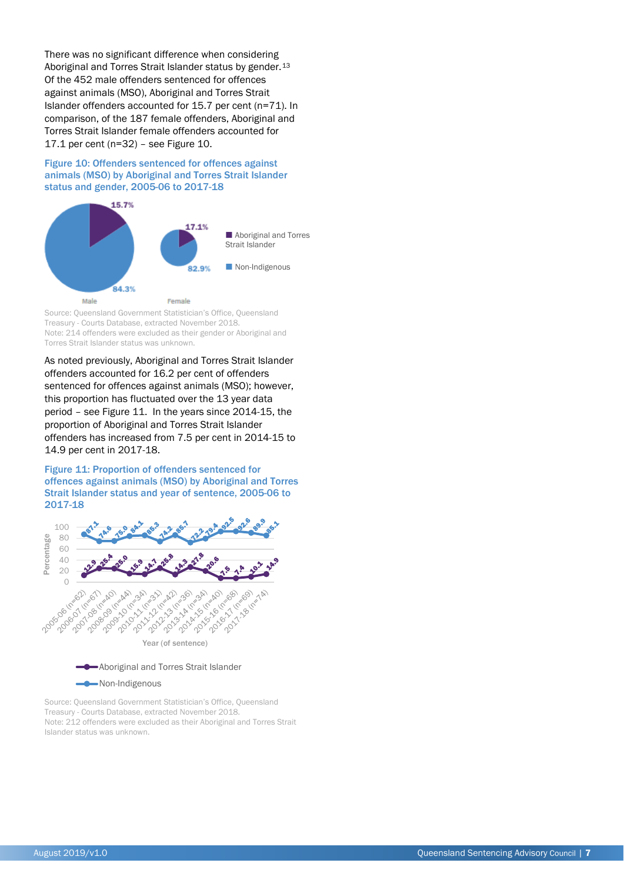There was no significant difference when considering Aboriginal and Torres Strait Islander status by gender.[13] Of the 452 male offenders sentenced for offences against animals (MSO), Aboriginal and Torres Strait Islander offenders accounted for 15.7 per cent (n=71). In comparison, of the 187 female offenders, Aboriginal and Torres Strait Islander female offenders accounted for 17.1 per cent (n=32) – see Figure 10.

**Figure 10: Offenders sentenced for offences against animals (MSO) by Aboriginal and Torres Strait Islander status and gender, 2005-06 to 2017-18**

| | Aboriginal and Torres Strait Islander | Non-Indigenous |
|---|---|---|
| Male | 15.7% | 84.3% |
| Female | 17.1% | 82.9% |

Source: Queensland Government Statistician's Office, Queensland Treasury - Courts Database, extracted November 2018.
Note: 214 offenders were excluded as their gender or Aboriginal and Torres Strait Islander status was unknown.

As noted previously, Aboriginal and Torres Strait Islander offenders accounted for 16.2 per cent of offenders sentenced for offences against animals (MSO); however, this proportion has fluctuated over the 13 year data period – see Figure 11. In the years since 2014-15, the proportion of Aboriginal and Torres Strait Islander offenders has increased from 7.5 per cent in 2014-15 to 14.9 per cent in 2017-18.

**Figure 11: Proportion of offenders sentenced for offences against animals (MSO) by Aboriginal and Torres Strait Islander status and year of sentence, 2005-06 to 2017-18**

| Year (of sentence) | Aboriginal and Torres Strait Islander (%) | Non-Indigenous (%) |
|---|---|---|
| 2005-06 (n=62) | 12.9 | 87.1 |
| 2006-07 (n=67) | 25.4 | 74.6 |
| 2007-08 (n=40) | 25.0 | 75.0 |
| 2008-09 (n=44) | 15.9 | 84.1 |
| 2009-10 (n=34) | 14.7 | 85.3 |
| 2010-11 (n=31) | 25.8 | 74.2 |
| 2011-12 (n=42) | 14.3 | 85.7 |
| 2012-13 (n=36) | 27.8 | 72.2 |
| 2013-14 (n=34) | 20.6 | 79.4 |
| 2014-15 (n=40) | 7.5 | 92.5 |
| 2015-16 (n=68) | 7.4 | 92.6 |
| 2016-17 (n=69) | 10.1 | 89.9 |
| 2017-18 (n=74) | 14.9 | 85.1 |

Source: Queensland Government Statistician's Office, Queensland Treasury - Courts Database, extracted November 2018.
Note: 212 offenders were excluded as their Aboriginal and Torres Strait Islander status was unknown.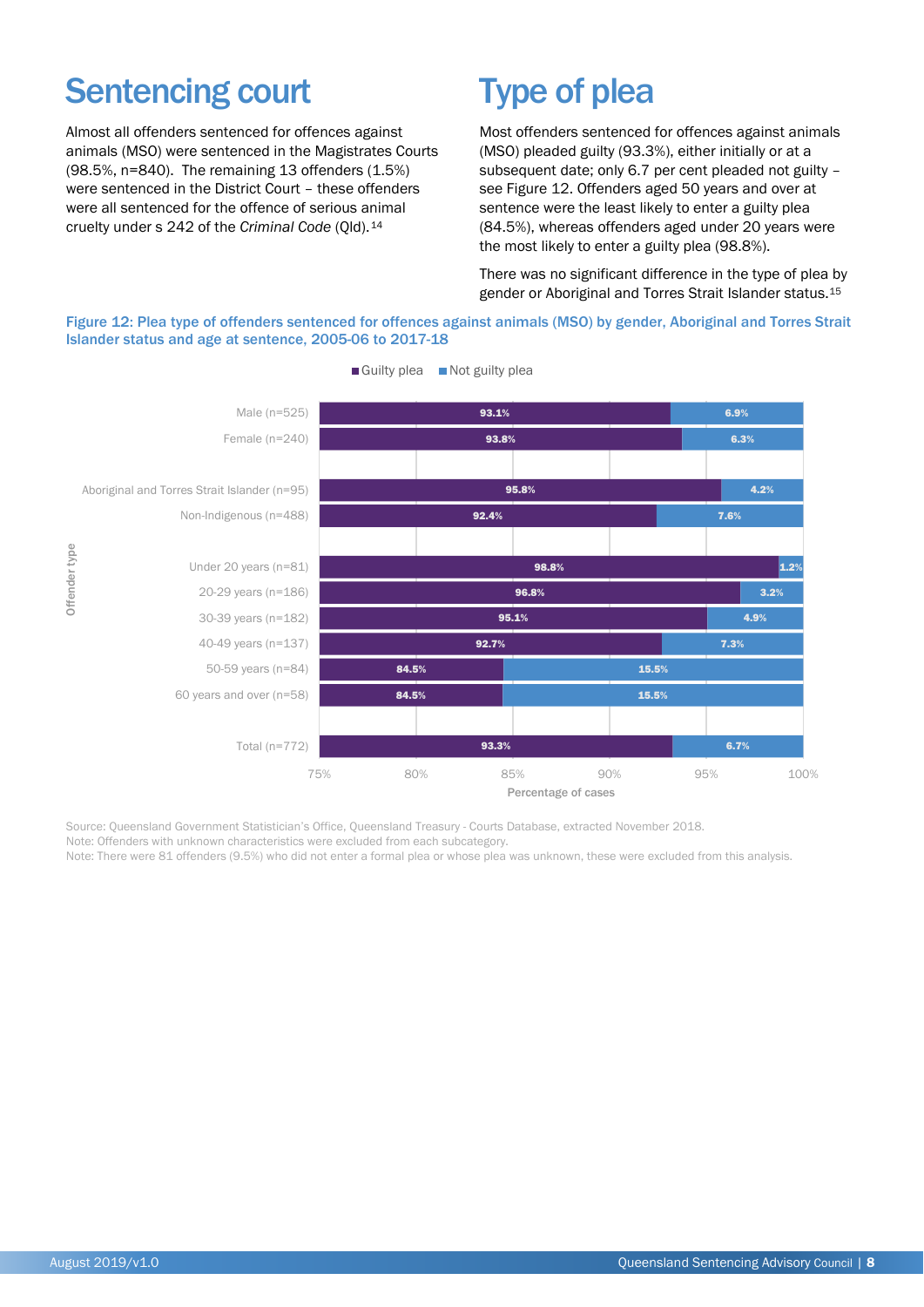## Sentencing court

Almost all offenders sentenced for offences against animals (MSO) were sentenced in the Magistrates Courts (98.5%, n=840). The remaining 13 offenders (1.5%) were sentenced in the District Court – these offenders were all sentenced for the offence of serious animal cruelty under s 242 of the *Criminal Code* (Qld).[14]

## Type of plea

Most offenders sentenced for offences against animals (MSO) pleaded guilty (93.3%), either initially or at a subsequent date; only 6.7 per cent pleaded not guilty – see Figure 12. Offenders aged 50 years and over at sentence were the least likely to enter a guilty plea (84.5%), whereas offenders aged under 20 years were the most likely to enter a guilty plea (98.8%).

There was no significant difference in the type of plea by gender or Aboriginal and Torres Strait Islander status.[15]

**Figure 12: Plea type of offenders sentenced for offences against animals (MSO) by gender, Aboriginal and Torres Strait Islander status and age at sentence, 2005-06 to 2017-18**

| Offender type | Guilty plea | Not guilty plea |
|---|---|---|
| Male (n=525) | 93.1% | 6.9% |
| Female (n=240) | 93.8% | 6.3% |
| Aboriginal and Torres Strait Islander (n=95) | 95.8% | 4.2% |
| Non-Indigenous (n=488) | 92.4% | 7.6% |
| Under 20 years (n=81) | 98.8% | 1.2% |
| 20-29 years (n=186) | 96.8% | 3.2% |
| 30-39 years (n=182) | 95.1% | 4.9% |
| 40-49 years (n=137) | 92.7% | 7.3% |
| 50-59 years (n=84) | 84.5% | 15.5% |
| 60 years and over (n=58) | 84.5% | 15.5% |
| Total (n=772) | 93.3% | 6.7% |

Source: Queensland Government Statistician's Office, Queensland Treasury - Courts Database, extracted November 2018.
Note: Offenders with unknown characteristics were excluded from each subcategory.
Note: There were 81 offenders (9.5%) who did not enter a formal plea or whose plea was unknown, these were excluded from this analysis.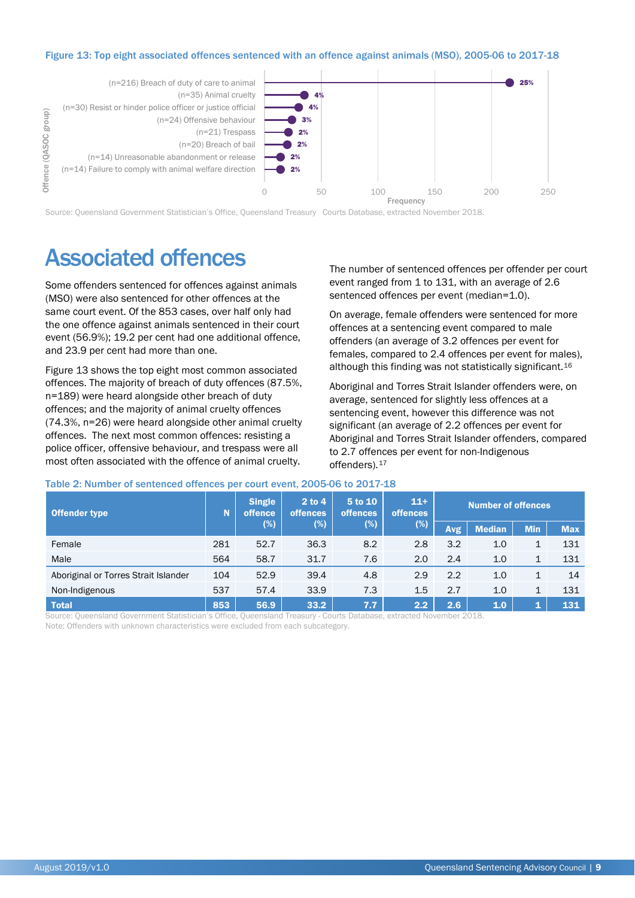**Figure 13: Top eight associated offences sentenced with an offence against animals (MSO), 2005-06 to 2017-18**

| Offence (QASOC group) | Frequency | % |
|---|---|---|
| (n=216) Breach of duty of care to animal | 216 | 25% |
| (n=35) Animal cruelty | 35 | 4% |
| (n=30) Resist or hinder police officer or justice official | 30 | 4% |
| (n=24) Offensive behaviour | 24 | 3% |
| (n=21) Trespass | 21 | 2% |
| (n=20) Breach of bail | 20 | 2% |
| (n=14) Unreasonable abandonment or release | 14 | 2% |
| (n=14) Failure to comply with animal welfare direction | 14 | 2% |

Source: Queensland Government Statistician's Office, Queensland Treasury Courts Database, extracted November 2018.

# Associated offences

Some offenders sentenced for offences against animals (MSO) were also sentenced for other offences at the same court event. Of the 853 cases, over half only had the one offence against animals sentenced in their court event (56.9%); 19.2 per cent had one additional offence, and 23.9 per cent had more than one.

Figure 13 shows the top eight most common associated offences. The majority of breach of duty offences (87.5%, n=189) were heard alongside other breach of duty offences; and the majority of animal cruelty offences (74.3%, n=26) were heard alongside other animal cruelty offences. The next most common offences: resisting a police officer, offensive behaviour, and trespass were all most often associated with the offence of animal cruelty.

The number of sentenced offences per offender per court event ranged from 1 to 131, with an average of 2.6 sentenced offences per event (median=1.0).

On average, female offenders were sentenced for more offences at a sentencing event compared to male offenders (an average of 3.2 offences per event for females, compared to 2.4 offences per event for males), although this finding was not statistically significant.[16]

Aboriginal and Torres Strait Islander offenders were, on average, sentenced for slightly less offences at a sentencing event, however this difference was not significant (an average of 2.2 offences per event for Aboriginal and Torres Strait Islander offenders, compared to 2.7 offences per event for non-Indigenous offenders).[17]

**Table 2: Number of sentenced offences per court event, 2005-06 to 2017-18**

| Offender type | N | Single offence (%) | 2 to 4 offences (%) | 5 to 10 offences (%) | 11+ offences (%) | Number of offences | | | |
|---|---|---|---|---|---|---|---|---|---|
| | | | | | | Avg | Median | Min | Max |
| Female | 281 | 52.7 | 36.3 | 8.2 | 2.8 | 3.2 | 1.0 | 1 | 131 |
| Male | 564 | 58.7 | 31.7 | 7.6 | 2.0 | 2.4 | 1.0 | 1 | 131 |
| Aboriginal or Torres Strait Islander | 104 | 52.9 | 39.4 | 4.8 | 2.9 | 2.2 | 1.0 | 1 | 14 |
| Non-Indigenous | 537 | 57.4 | 33.9 | 7.3 | 1.5 | 2.7 | 1.0 | 1 | 131 |
| **Total** | **853** | **56.9** | **33.2** | **7.7** | **2.2** | **2.6** | **1.0** | **1** | **131** |

Source: Queensland Government Statistician's Office, Queensland Treasury - Courts Database, extracted November 2018.
Note: Offenders with unknown characteristics were excluded from each subcategory.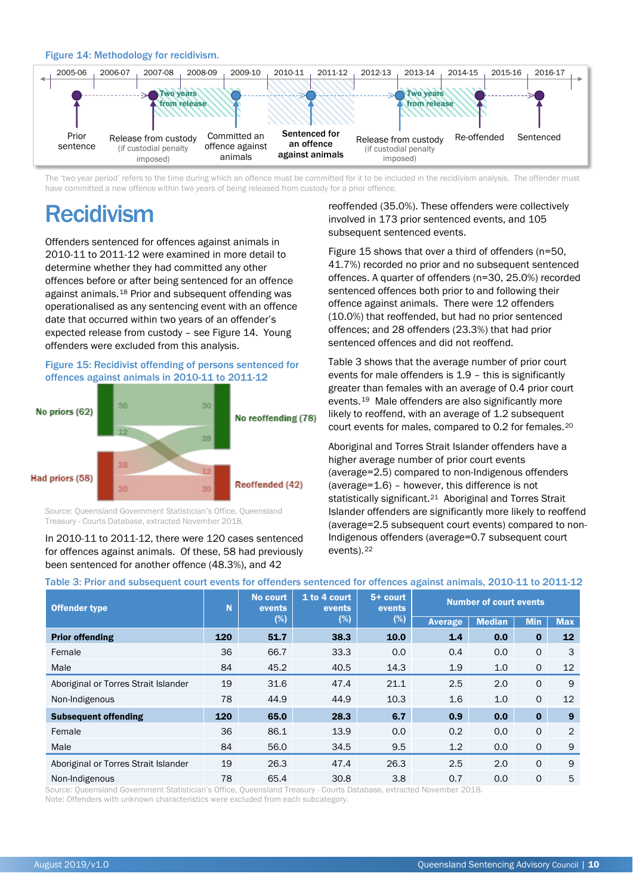Figure 14: Methodology for recidivism.

2005-06 | 2006-07 | 2007-08 | 2008-09 | 2009-10 | 2010-11 | 2011-12 | 2012-13 | 2013-14 | 2014-15 | 2015-16 | 2016-17

Prior sentence → Release from custody (if custodial penalty imposed) — Two years from release → Committed an offence against animals → Sentenced for an offence against animals → Release from custody (if custodial penalty imposed) — Two years from release → Re-offended → Sentenced

The 'two year period' refers to the time during which an offence must be committed for it to be included in the recidivism analysis. The offender must have committed a new offence within two years of being released from custody for a prior offence.

# Recidivism

Offenders sentenced for offences against animals in 2010-11 to 2011-12 were examined in more detail to determine whether they had committed any other offences before or after being sentenced for an offence against animals.[18] Prior and subsequent offending was operationalised as any sentencing event with an offence date that occurred within two years of an offender's expected release from custody – see Figure 14. Young offenders were excluded from this analysis.

Figure 15: Recidivist offending of persons sentenced for offences against animals in 2010-11 to 2011-12

No priors (62): 50 → No reoffending; 12 → Reoffended
Had priors (58): 28 → No reoffending; 30 → Reoffended
No reoffending (78): 50 + 28
Reoffended (42): 12 + 30

Source: Queensland Government Statistician's Office, Queensland Treasury - Courts Database, extracted November 2018.

In 2010-11 to 2011-12, there were 120 cases sentenced for offences against animals. Of these, 58 had previously been sentenced for another offence (48.3%), and 42 reoffended (35.0%). These offenders were collectively involved in 173 prior sentenced events, and 105 subsequent sentenced events.

Figure 15 shows that over a third of offenders (n=50, 41.7%) recorded no prior and no subsequent sentenced offences. A quarter of offenders (n=30, 25.0%) recorded sentenced offences both prior to and following their offence against animals. There were 12 offenders (10.0%) that reoffended, but had no prior sentenced offences; and 28 offenders (23.3%) that had prior sentenced offences and did not reoffend.

Table 3 shows that the average number of prior court events for male offenders is 1.9 – this is significantly greater than females with an average of 0.4 prior court events.[19] Male offenders are also significantly more likely to reoffend, with an average of 1.2 subsequent court events for males, compared to 0.2 for females.[20]

Aboriginal and Torres Strait Islander offenders have a higher average number of prior court events (average=2.5) compared to non-Indigenous offenders (average=1.6) – however, this difference is not statistically significant.[21] Aboriginal and Torres Strait Islander offenders are significantly more likely to reoffend (average=2.5 subsequent court events) compared to non-Indigenous offenders (average=0.7 subsequent court events).[22]

Table 3: Prior and subsequent court events for offenders sentenced for offences against animals, 2010-11 to 2011-12

| Offender type | N | No court events (%) | 1 to 4 court events (%) | 5+ court events (%) | Number of court events | | | |
|---|---|---|---|---|---|---|---|---|
| | | | | | Average | Median | Min | Max |
| **Prior offending** | **120** | **51.7** | **38.3** | **10.0** | **1.4** | **0.0** | **0** | **12** |
| Female | 36 | 66.7 | 33.3 | 0.0 | 0.4 | 0.0 | 0 | 3 |
| Male | 84 | 45.2 | 40.5 | 14.3 | 1.9 | 1.0 | 0 | 12 |
| Aboriginal or Torres Strait Islander | 19 | 31.6 | 47.4 | 21.1 | 2.5 | 2.0 | 0 | 9 |
| Non-Indigenous | 78 | 44.9 | 44.9 | 10.3 | 1.6 | 1.0 | 0 | 12 |
| **Subsequent offending** | **120** | **65.0** | **28.3** | **6.7** | **0.9** | **0.0** | **0** | **9** |
| Female | 36 | 86.1 | 13.9 | 0.0 | 0.2 | 0.0 | 0 | 2 |
| Male | 84 | 56.0 | 34.5 | 9.5 | 1.2 | 0.0 | 0 | 9 |
| Aboriginal or Torres Strait Islander | 19 | 26.3 | 47.4 | 26.3 | 2.5 | 2.0 | 0 | 9 |
| Non-Indigenous | 78 | 65.4 | 30.8 | 3.8 | 0.7 | 0.0 | 0 | 5 |

Source: Queensland Government Statistician's Office, Queensland Treasury - Courts Database, extracted November 2018.
Note: Offenders with unknown characteristics were excluded from each subcategory.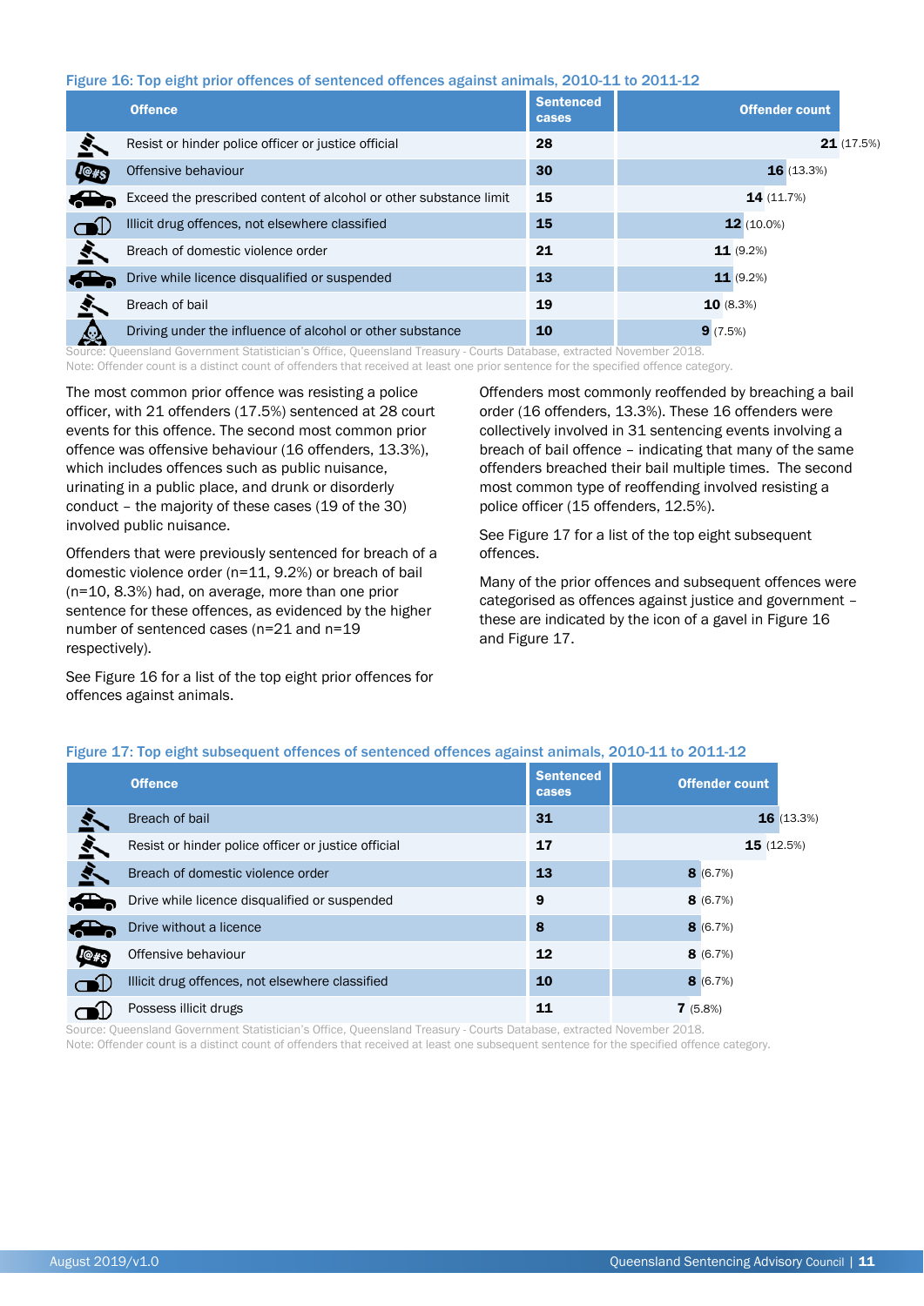**Figure 16: Top eight prior offences of sentenced offences against animals, 2010-11 to 2011-12**

| Offence | Sentenced cases | Offender count |
|---|---|---|
| Resist or hinder police officer or justice official | 28 | **21** (17.5%) |
| Offensive behaviour | 30 | **16** (13.3%) |
| Exceed the prescribed content of alcohol or other substance limit | 15 | **14** (11.7%) |
| Illicit drug offences, not elsewhere classified | 15 | **12** (10.0%) |
| Breach of domestic violence order | 21 | **11** (9.2%) |
| Drive while licence disqualified or suspended | 13 | **11** (9.2%) |
| Breach of bail | 19 | **10** (8.3%) |
| Driving under the influence of alcohol or other substance | 10 | **9** (7.5%) |

Source: Queensland Government Statistician's Office, Queensland Treasury - Courts Database, extracted November 2018.
Note: Offender count is a distinct count of offenders that received at least one prior sentence for the specified offence category.

The most common prior offence was resisting a police officer, with 21 offenders (17.5%) sentenced at 28 court events for this offence. The second most common prior offence was offensive behaviour (16 offenders, 13.3%), which includes offences such as public nuisance, urinating in a public place, and drunk or disorderly conduct – the majority of these cases (19 of the 30) involved public nuisance.

Offenders that were previously sentenced for breach of a domestic violence order (n=11, 9.2%) or breach of bail (n=10, 8.3%) had, on average, more than one prior sentence for these offences, as evidenced by the higher number of sentenced cases (n=21 and n=19 respectively).

See Figure 16 for a list of the top eight prior offences for offences against animals.

Offenders most commonly reoffended by breaching a bail order (16 offenders, 13.3%). These 16 offenders were collectively involved in 31 sentencing events involving a breach of bail offence – indicating that many of the same offenders breached their bail multiple times. The second most common type of reoffending involved resisting a police officer (15 offenders, 12.5%).

See Figure 17 for a list of the top eight subsequent offences.

Many of the prior offences and subsequent offences were categorised as offences against justice and government – these are indicated by the icon of a gavel in Figure 16 and Figure 17.

**Figure 17: Top eight subsequent offences of sentenced offences against animals, 2010-11 to 2011-12**

| Offence | Sentenced cases | Offender count |
|---|---|---|
| Breach of bail | 31 | **16** (13.3%) |
| Resist or hinder police officer or justice official | 17 | **15** (12.5%) |
| Breach of domestic violence order | 13 | **8** (6.7%) |
| Drive while licence disqualified or suspended | 9 | **8** (6.7%) |
| Drive without a licence | 8 | **8** (6.7%) |
| Offensive behaviour | 12 | **8** (6.7%) |
| Illicit drug offences, not elsewhere classified | 10 | **8** (6.7%) |
| Possess illicit drugs | 11 | **7** (5.8%) |

Source: Queensland Government Statistician's Office, Queensland Treasury - Courts Database, extracted November 2018.
Note: Offender count is a distinct count of offenders that received at least one subsequent sentence for the specified offence category.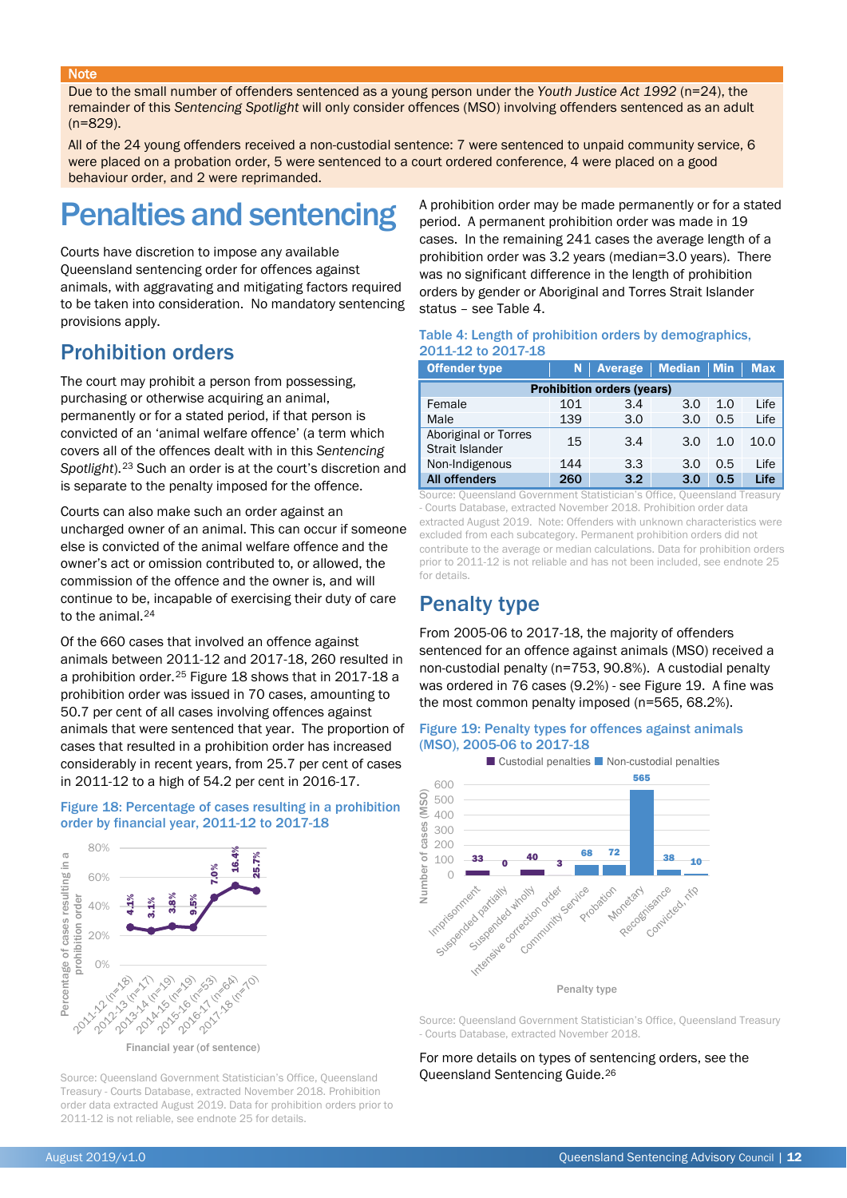**Note**

Due to the small number of offenders sentenced as a young person under the *Youth Justice Act 1992* (n=24), the remainder of this *Sentencing Spotlight* will only consider offences (MSO) involving offenders sentenced as an adult (n=829).

All of the 24 young offenders received a non-custodial sentence: 7 were sentenced to unpaid community service, 6 were placed on a probation order, 5 were sentenced to a court ordered conference, 4 were placed on a good behaviour order, and 2 were reprimanded.

# Penalties and sentencing

Courts have discretion to impose any available Queensland sentencing order for offences against animals, with aggravating and mitigating factors required to be taken into consideration. No mandatory sentencing provisions apply.

## Prohibition orders

The court may prohibit a person from possessing, purchasing or otherwise acquiring an animal, permanently or for a stated period, if that person is convicted of an 'animal welfare offence' (a term which covers all of the offences dealt with in this *Sentencing Spotlight*).[23] Such an order is at the court's discretion and is separate to the penalty imposed for the offence.

Courts can also make such an order against an uncharged owner of an animal. This can occur if someone else is convicted of the animal welfare offence and the owner's act or omission contributed to, or allowed, the commission of the offence and the owner is, and will continue to be, incapable of exercising their duty of care to the animal.[24]

Of the 660 cases that involved an offence against animals between 2011-12 and 2017-18, 260 resulted in a prohibition order.[25] Figure 18 shows that in 2017-18 a prohibition order was issued in 70 cases, amounting to 50.7 per cent of all cases involving offences against animals that were sentenced that year. The proportion of cases that resulted in a prohibition order has increased considerably in recent years, from 25.7 per cent of cases in 2011-12 to a high of 54.2 per cent in 2016-17.

**Figure 18: Percentage of cases resulting in a prohibition order by financial year, 2011-12 to 2017-18**

| Financial year (of sentence) | Label shown |
|---|---|
| 2011-12 (n=18) | 4.1% |
| 2012-13 (n=17) | 3.1% |
| 2013-14 (n=19) | 3.8% |
| 2014-15 (n=19) | 9.5% |
| 2015-16 (n=53) | 7.0% |
| 2016-17 (n=64) | 16.4% |
| 2017-18 (n=70) | 25.7% |

Source: Queensland Government Statistician's Office, Queensland Treasury - Courts Database, extracted November 2018. Prohibition order data extracted August 2019. Data for prohibition orders prior to 2011-12 is not reliable, see endnote 25 for details.

A prohibition order may be made permanently or for a stated period. A permanent prohibition order was made in 19 cases. In the remaining 241 cases the average length of a prohibition order was 3.2 years (median=3.0 years). There was no significant difference in the length of prohibition orders by gender or Aboriginal and Torres Strait Islander status – see Table 4.

**Table 4: Length of prohibition orders by demographics, 2011-12 to 2017-18**

| Offender type | N | Average | Median | Min | Max |
|---|---|---|---|---|---|
| **Prohibition orders (years)** | | | | | |
| Female | 101 | 3.4 | 3.0 | 1.0 | Life |
| Male | 139 | 3.0 | 3.0 | 0.5 | Life |
| Aboriginal or Torres Strait Islander | 15 | 3.4 | 3.0 | 1.0 | 10.0 |
| Non-Indigenous | 144 | 3.3 | 3.0 | 0.5 | Life |
| **All offenders** | **260** | **3.2** | **3.0** | **0.5** | **Life** |

Source: Queensland Government Statistician's Office, Queensland Treasury - Courts Database, extracted November 2018. Prohibition order data extracted August 2019. Note: Offenders with unknown characteristics were excluded from each subcategory. Permanent prohibition orders did not contribute to the average or median calculations. Data for prohibition orders prior to 2011-12 is not reliable and has not been included, see endnote 25 for details.

## Penalty type

From 2005-06 to 2017-18, the majority of offenders sentenced for an offence against animals (MSO) received a non-custodial penalty (n=753, 90.8%). A custodial penalty was ordered in 76 cases (9.2%) - see Figure 19. A fine was the most common penalty imposed (n=565, 68.2%).

**Figure 19: Penalty types for offences against animals (MSO), 2005-06 to 2017-18**

| Penalty type | Custodial penalties | Non-custodial penalties |
|---|---|---|
| Imprisonment | 33 | |
| Suspended partially | 0 | |
| Suspended wholly | 40 | |
| Intensive correction order | 3 | |
| Community Service | | 68 |
| Probation | | 72 |
| Monetary | | 565 |
| Recognisance | | 38 |
| Convicted, nfp | | 10 |

Source: Queensland Government Statistician's Office, Queensland Treasury - Courts Database, extracted November 2018.

For more details on types of sentencing orders, see the Queensland Sentencing Guide.[26]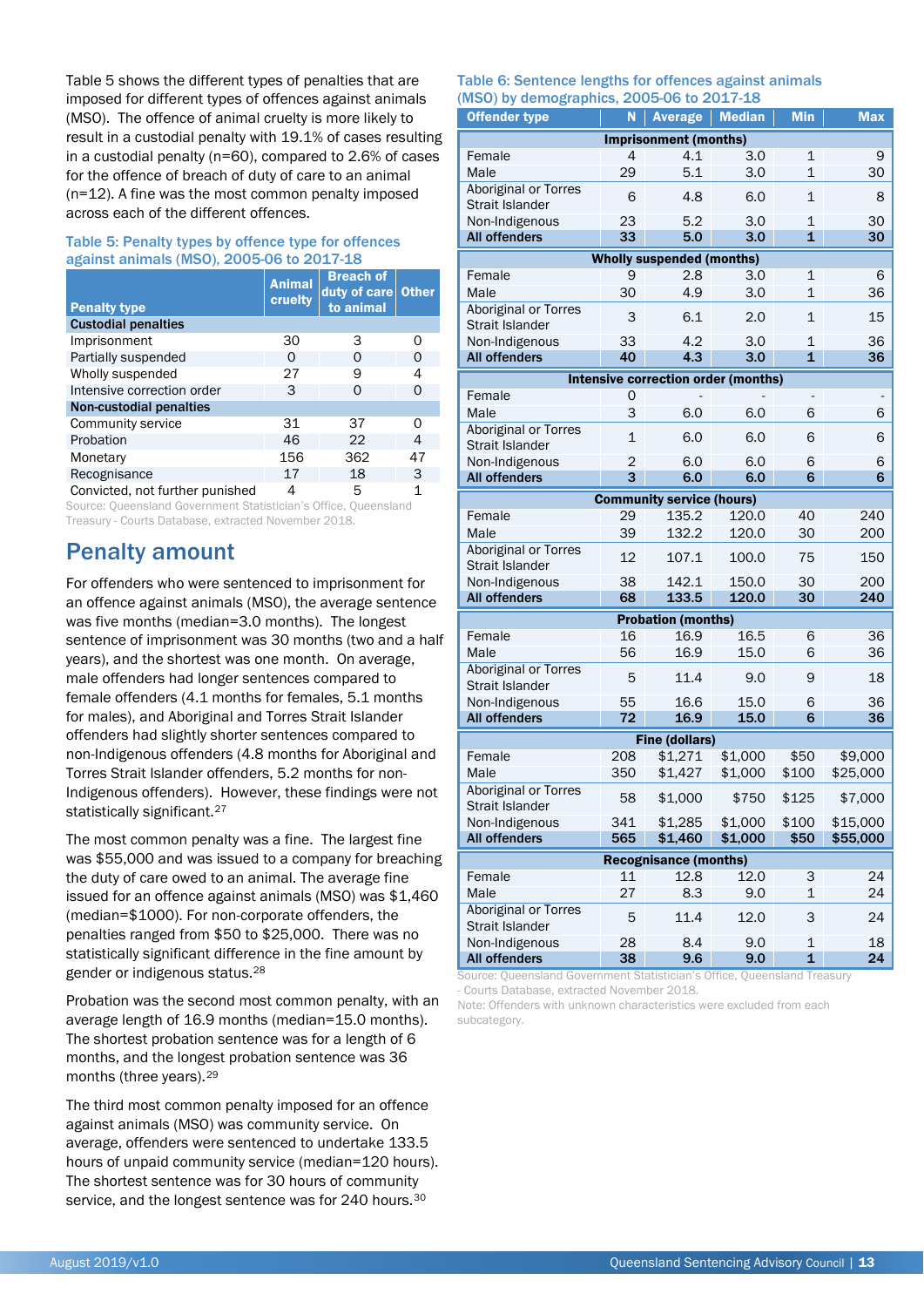Table 5 shows the different types of penalties that are imposed for different types of offences against animals (MSO). The offence of animal cruelty is more likely to result in a custodial penalty with 19.1% of cases resulting in a custodial penalty (n=60), compared to 2.6% of cases for the offence of breach of duty of care to an animal (n=12). A fine was the most common penalty imposed across each of the different offences.

**Table 5: Penalty types by offence type for offences against animals (MSO), 2005-06 to 2017-18**

| Penalty type | Animal cruelty | Breach of duty of care to animal | Other |
|---|---|---|---|
| **Custodial penalties** | | | |
| Imprisonment | 30 | 3 | 0 |
| Partially suspended | 0 | 0 | 0 |
| Wholly suspended | 27 | 9 | 4 |
| Intensive correction order | 3 | 0 | 0 |
| **Non-custodial penalties** | | | |
| Community service | 31 | 37 | 0 |
| Probation | 46 | 22 | 4 |
| Monetary | 156 | 362 | 47 |
| Recognisance | 17 | 18 | 3 |
| Convicted, not further punished | 4 | 5 | 1 |

Source: Queensland Government Statistician's Office, Queensland Treasury - Courts Database, extracted November 2018.

## Penalty amount

For offenders who were sentenced to imprisonment for an offence against animals (MSO), the average sentence was five months (median=3.0 months). The longest sentence of imprisonment was 30 months (two and a half years), and the shortest was one month. On average, male offenders had longer sentences compared to female offenders (4.1 months for females, 5.1 months for males), and Aboriginal and Torres Strait Islander offenders had slightly shorter sentences compared to non-Indigenous offenders (4.8 months for Aboriginal and Torres Strait Islander offenders, 5.2 months for non-Indigenous offenders). However, these findings were not statistically significant.[27]

The most common penalty was a fine. The largest fine was $55,000 and was issued to a company for breaching the duty of care owed to an animal. The average fine issued for an offence against animals (MSO) was $1,460 (median=$1000). For non-corporate offenders, the penalties ranged from $50 to $25,000. There was no statistically significant difference in the fine amount by gender or indigenous status.[28]

Probation was the second most common penalty, with an average length of 16.9 months (median=15.0 months). The shortest probation sentence was for a length of 6 months, and the longest probation sentence was 36 months (three years).[29]

The third most common penalty imposed for an offence against animals (MSO) was community service. On average, offenders were sentenced to undertake 133.5 hours of unpaid community service (median=120 hours). The shortest sentence was for 30 hours of community service, and the longest sentence was for 240 hours.[30]

**Table 6: Sentence lengths for offences against animals (MSO) by demographics, 2005-06 to 2017-18**

| Offender type | N | Average | Median | Min | Max |
|---|---|---|---|---|---|
| **Imprisonment (months)** | | | | | |
| Female | 4 | 4.1 | 3.0 | 1 | 9 |
| Male | 29 | 5.1 | 3.0 | 1 | 30 |
| Aboriginal or Torres Strait Islander | 6 | 4.8 | 6.0 | 1 | 8 |
| Non-Indigenous | 23 | 5.2 | 3.0 | 1 | 30 |
| **All offenders** | **33** | **5.0** | **3.0** | **1** | **30** |
| **Wholly suspended (months)** | | | | | |
| Female | 9 | 2.8 | 3.0 | 1 | 6 |
| Male | 30 | 4.9 | 3.0 | 1 | 36 |
| Aboriginal or Torres Strait Islander | 3 | 6.1 | 2.0 | 1 | 15 |
| Non-Indigenous | 33 | 4.2 | 3.0 | 1 | 36 |
| **All offenders** | **40** | **4.3** | **3.0** | **1** | **36** |
| **Intensive correction order (months)** | | | | | |
| Female | 0 | - | - | - | - |
| Male | 3 | 6.0 | 6.0 | 6 | 6 |
| Aboriginal or Torres Strait Islander | 1 | 6.0 | 6.0 | 6 | 6 |
| Non-Indigenous | 2 | 6.0 | 6.0 | 6 | 6 |
| **All offenders** | **3** | **6.0** | **6.0** | **6** | **6** |
| **Community service (hours)** | | | | | |
| Female | 29 | 135.2 | 120.0 | 40 | 240 |
| Male | 39 | 132.2 | 120.0 | 30 | 200 |
| Aboriginal or Torres Strait Islander | 12 | 107.1 | 100.0 | 75 | 150 |
| Non-Indigenous | 38 | 142.1 | 150.0 | 30 | 200 |
| **All offenders** | **68** | **133.5** | **120.0** | **30** | **240** |
| **Probation (months)** | | | | | |
| Female | 16 | 16.9 | 16.5 | 6 | 36 |
| Male | 56 | 16.9 | 15.0 | 6 | 36 |
| Aboriginal or Torres Strait Islander | 5 | 11.4 | 9.0 | 9 | 18 |
| Non-Indigenous | 55 | 16.6 | 15.0 | 6 | 36 |
| **All offenders** | **72** | **16.9** | **15.0** | **6** | **36** |
| **Fine (dollars)** | | | | | |
| Female | 208 | $1,271 | $1,000 | $50 | $9,000 |
| Male | 350 | $1,427 | $1,000 | $100 | $25,000 |
| Aboriginal or Torres Strait Islander | 58 | $1,000 | $750 | $125 | $7,000 |
| Non-Indigenous | 341 | $1,285 | $1,000 | $100 | $15,000 |
| **All offenders** | **565** | **$1,460** | **$1,000** | **$50** | **$55,000** |
| **Recognisance (months)** | | | | | |
| Female | 11 | 12.8 | 12.0 | 3 | 24 |
| Male | 27 | 8.3 | 9.0 | 1 | 24 |
| Aboriginal or Torres Strait Islander | 5 | 11.4 | 12.0 | 3 | 24 |
| Non-Indigenous | 28 | 8.4 | 9.0 | 1 | 18 |
| **All offenders** | **38** | **9.6** | **9.0** | **1** | **24** |

Source: Queensland Government Statistician's Office, Queensland Treasury - Courts Database, extracted November 2018.
Note: Offenders with unknown characteristics were excluded from each subcategory.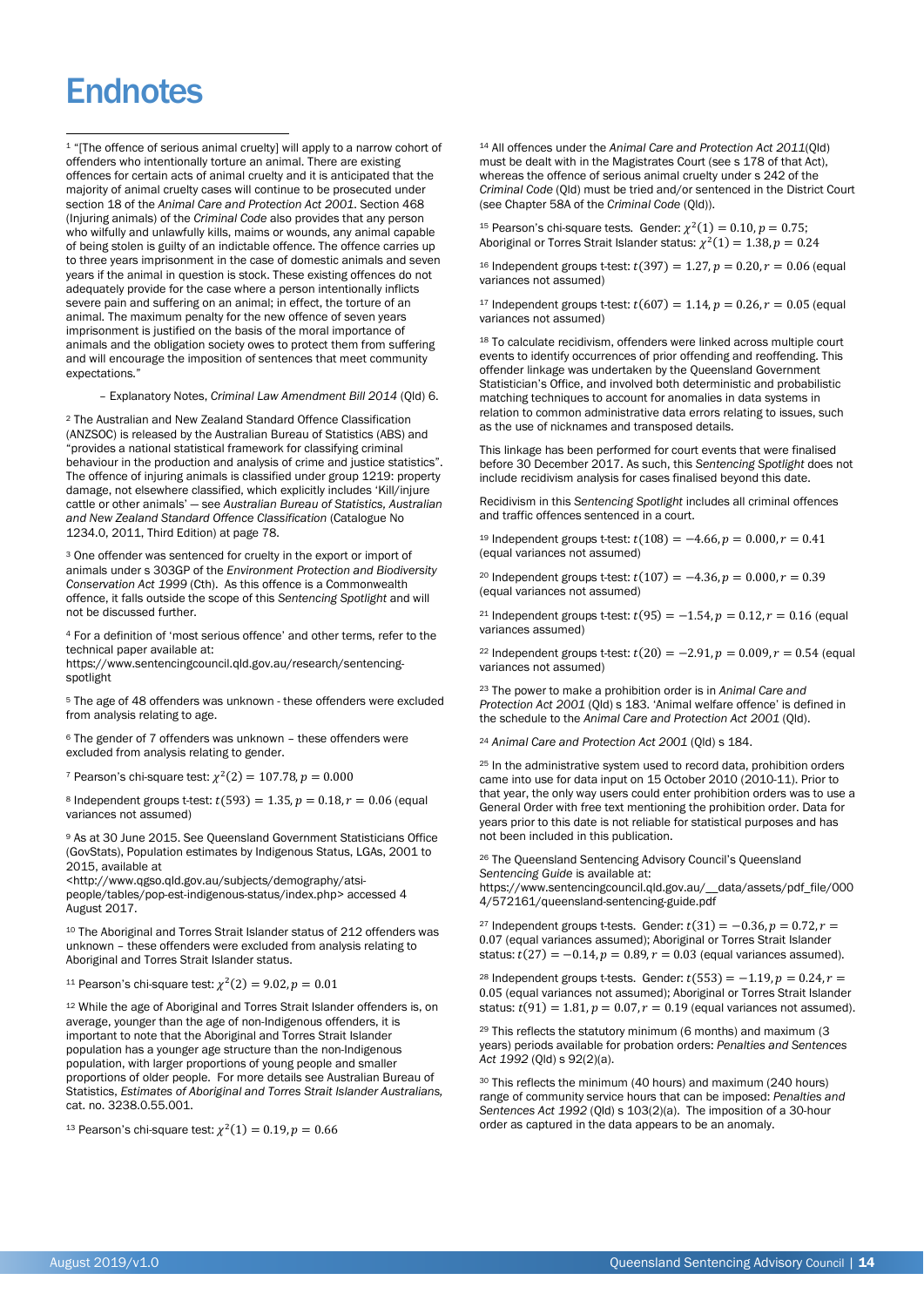# Endnotes

[1] "[The offence of serious animal cruelty] will apply to a narrow cohort of offenders who intentionally torture an animal. There are existing offences for certain acts of animal cruelty and it is anticipated that the majority of animal cruelty cases will continue to be prosecuted under section 18 of the *Animal Care and Protection Act 2001*. Section 468 (Injuring animals) of the *Criminal Code* also provides that any person who wilfully and unlawfully kills, maims or wounds, any animal capable of being stolen is guilty of an indictable offence. The offence carries up to three years imprisonment in the case of domestic animals and seven years if the animal in question is stock. These existing offences do not adequately provide for the case where a person intentionally inflicts severe pain and suffering on an animal; in effect, the torture of an animal. The maximum penalty for the new offence of seven years imprisonment is justified on the basis of the moral importance of animals and the obligation society owes to protect them from suffering and will encourage the imposition of sentences that meet community expectations."

– Explanatory Notes, *Criminal Law Amendment Bill 2014* (Qld) 6.

[2] The Australian and New Zealand Standard Offence Classification (ANZSOC) is released by the Australian Bureau of Statistics (ABS) and "provides a national statistical framework for classifying criminal behaviour in the production and analysis of crime and justice statistics". The offence of injuring animals is classified under group 1219: property damage, not elsewhere classified, which explicitly includes 'Kill/injure cattle or other animals' — see *Australian Bureau of Statistics, Australian and New Zealand Standard Offence Classification* (Catalogue No 1234.0, 2011, Third Edition) at page 78.

[3] One offender was sentenced for cruelty in the export or import of animals under s 303GP of the *Environment Protection and Biodiversity Conservation Act 1999* (Cth). As this offence is a Commonwealth offence, it falls outside the scope of this *Sentencing Spotlight* and will not be discussed further.

[4] For a definition of 'most serious offence' and other terms, refer to the technical paper available at: https://www.sentencingcouncil.qld.gov.au/research/sentencing-spotlight

[5] The age of 48 offenders was unknown - these offenders were excluded from analysis relating to age.

[6] The gender of 7 offenders was unknown – these offenders were excluded from analysis relating to gender.

[7] Pearson's chi-square test: $\chi^2(2) = 107.78, p = 0.000$

[8] Independent groups t-test: $t(593) = 1.35, p = 0.18, r = 0.06$ (equal variances not assumed)

[9] As at 30 June 2015. See Queensland Government Statisticians Office (GovStats), Population estimates by Indigenous Status, LGAs, 2001 to 2015, available at <http://www.qgso.qld.gov.au/subjects/demography/atsi-people/tables/pop-est-indigenous-status/index.php> accessed 4 August 2017.

[10] The Aboriginal and Torres Strait Islander status of 212 offenders was unknown – these offenders were excluded from analysis relating to Aboriginal and Torres Strait Islander status.

[11] Pearson's chi-square test: $\chi^2(2) = 9.02, p = 0.01$

[12] While the age of Aboriginal and Torres Strait Islander offenders is, on average, younger than the age of non-Indigenous offenders, it is important to note that the Aboriginal and Torres Strait Islander population has a younger age structure than the non-Indigenous population, with larger proportions of young people and smaller proportions of older people. For more details see Australian Bureau of Statistics, *Estimates of Aboriginal and Torres Strait Islander Australians*, cat. no. 3238.0.55.001.

[13] Pearson's chi-square test: $\chi^2(1) = 0.19, p = 0.66$

[14] All offences under the *Animal Care and Protection Act 2011*(Qld) must be dealt with in the Magistrates Court (see s 178 of that Act), whereas the offence of serious animal cruelty under s 242 of the *Criminal Code* (Qld) must be tried and/or sentenced in the District Court (see Chapter 58A of the *Criminal Code* (Qld)).

[15] Pearson's chi-square tests. Gender: $\chi^2(1) = 0.10, p = 0.75$; Aboriginal or Torres Strait Islander status: $\chi^2(1) = 1.38, p = 0.24$

[16] Independent groups t-test: $t(397) = 1.27, p = 0.20, r = 0.06$ (equal variances not assumed)

[17] Independent groups t-test: $t(607) = 1.14, p = 0.26, r = 0.05$ (equal variances not assumed)

[18] To calculate recidivism, offenders were linked across multiple court events to identify occurrences of prior offending and reoffending. This offender linkage was undertaken by the Queensland Government Statistician's Office, and involved both deterministic and probabilistic matching techniques to account for anomalies in data systems in relation to common administrative data errors relating to issues, such as the use of nicknames and transposed details.

This linkage has been performed for court events that were finalised before 30 December 2017. As such, this *Sentencing Spotlight* does not include recidivism analysis for cases finalised beyond this date.

Recidivism in this *Sentencing Spotlight* includes all criminal offences and traffic offences sentenced in a court.

[19] Independent groups t-test: $t(108) = -4.66, p = 0.000, r = 0.41$ (equal variances not assumed)

[20] Independent groups t-test: $t(107) = -4.36, p = 0.000, r = 0.39$ (equal variances not assumed)

[21] Independent groups t-test: $t(95) = -1.54, p = 0.12, r = 0.16$ (equal variances assumed)

[22] Independent groups t-test: $t(20) = -2.91, p = 0.009, r = 0.54$ (equal variances not assumed)

[23] The power to make a prohibition order is in *Animal Care and Protection Act 2001* (Qld) s 183. 'Animal welfare offence' is defined in the schedule to the *Animal Care and Protection Act 2001* (Qld).

[24] *Animal Care and Protection Act 2001* (Qld) s 184.

[25] In the administrative system used to record data, prohibition orders came into use for data input on 15 October 2010 (2010-11). Prior to that year, the only way users could enter prohibition orders was to use a General Order with free text mentioning the prohibition order. Data for years prior to this date is not reliable for statistical purposes and has not been included in this publication.

[26] The Queensland Sentencing Advisory Council's Queensland *Sentencing Guide* is available at: https://www.sentencingcouncil.qld.gov.au/__data/assets/pdf_file/0004/572161/queensland-sentencing-guide.pdf

[27] Independent groups t-tests. Gender: $t(31) = -0.36, p = 0.72, r = 0.07$ (equal variances assumed); Aboriginal or Torres Strait Islander status: $t(27) = -0.14, p = 0.89, r = 0.03$ (equal variances assumed).

[28] Independent groups t-tests. Gender: $t(553) = -1.19, p = 0.24, r = 0.05$ (equal variances not assumed); Aboriginal or Torres Strait Islander status: $t(91) = 1.81, p = 0.07, r = 0.19$ (equal variances not assumed).

[29] This reflects the statutory minimum (6 months) and maximum (3 years) periods available for probation orders: *Penalties and Sentences Act 1992* (Qld) s 92(2)(a).

[30] This reflects the minimum (40 hours) and maximum (240 hours) range of community service hours that can be imposed: *Penalties and Sentences Act 1992* (Qld) s 103(2)(a). The imposition of a 30-hour order as captured in the data appears to be an anomaly.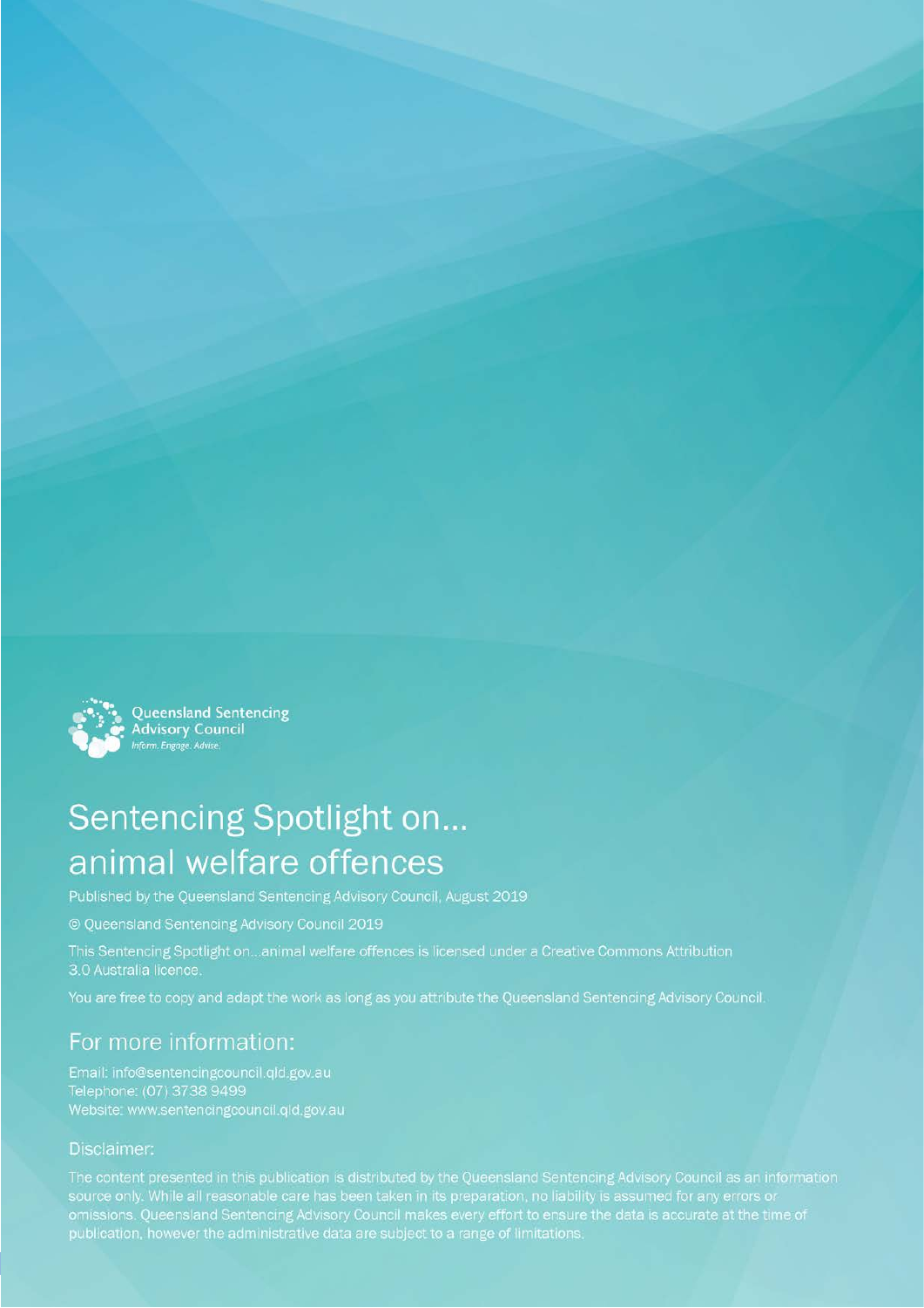Queensland Sentencing Advisory Council
*Inform. Engage. Advise.*

# Sentencing Spotlight on... animal welfare offences

Published by the Queensland Sentencing Advisory Council, August 2019

© Queensland Sentencing Advisory Council 2019

This Sentencing Spotlight on...animal welfare offences is licensed under a Creative Commons Attribution 3.0 Australia licence.

You are free to copy and adapt the work as long as you attribute the Queensland Sentencing Advisory Council.

## For more information:

Email: info@sentencingcouncil.qld.gov.au
Telephone: (07) 3738 9499
Website: www.sentencingcouncil.qld.gov.au

### Disclaimer:

The content presented in this publication is distributed by the Queensland Sentencing Advisory Council as an information source only. While all reasonable care has been taken in its preparation, no liability is assumed for any errors or omissions. Queensland Sentencing Advisory Council makes every effort to ensure the data is accurate at the time of publication, however the administrative data are subject to a range of limitations.